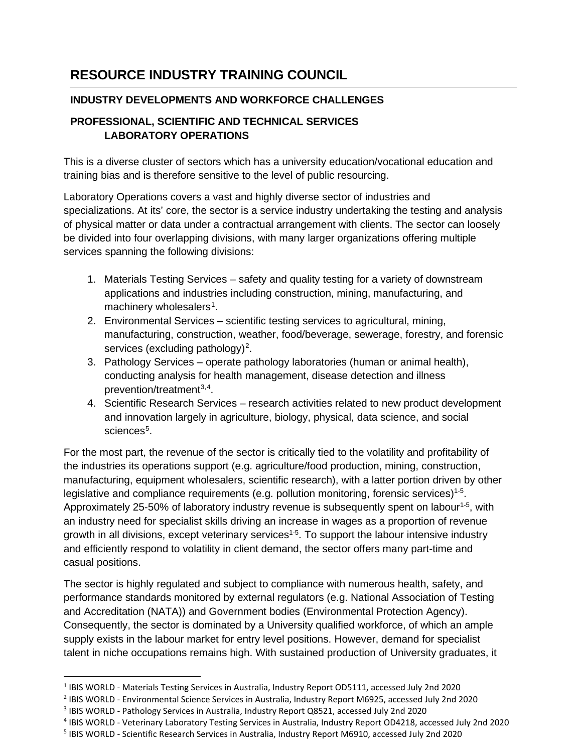# RESOURCE INDUSTRY TRAINING COUNCIL

## INDUSTRY DEVELOPMENTS AND WORKFORCE CHALLENGES

## PROFESSIONAL, SCIENTIFIC AND TECHNICAL SERVICES LABORATORY OPERATIONS

This is a diverse cluster of sectors which has a university education/vocational education and training bias and is therefore sensitive to the level of public resourcing.

Laboratory Operations covers a vast and highly diverse sector of industries and specializations. At its' core, the sector is a service industry undertaking the testing and analysis of physical matter or data under a contractual arrangement with clients. The sector can loosely be divided into four overlapping divisions, with many larger organizations offering multiple services spanning the following divisions:

1. Materials Testing Services – safety and quality testing for a variety of downstream applications and industries including construction, mining, manufacturing, and machinery wholesalers[1].
2. Environmental Services – scientific testing services to agricultural, mining, manufacturing, construction, weather, food/beverage, sewerage, forestry, and forensic services (excluding pathology)[2].
3. Pathology Services – operate pathology laboratories (human or animal health), conducting analysis for health management, disease detection and illness prevention/treatment[3,4].
4. Scientific Research Services – research activities related to new product development and innovation largely in agriculture, biology, physical, data science, and social sciences[5].

For the most part, the revenue of the sector is critically tied to the volatility and profitability of the industries its operations support (e.g. agriculture/food production, mining, construction, manufacturing, equipment wholesalers, scientific research), with a latter portion driven by other legislative and compliance requirements (e.g. pollution monitoring, forensic services)[1-5]. Approximately 25-50% of laboratory industry revenue is subsequently spent on labour[1-5], with an industry need for specialist skills driving an increase in wages as a proportion of revenue growth in all divisions, except veterinary services[1-5]. To support the labour intensive industry and efficiently respond to volatility in client demand, the sector offers many part-time and casual positions.

The sector is highly regulated and subject to compliance with numerous health, safety, and performance standards monitored by external regulators (e.g. National Association of Testing and Accreditation (NATA)) and Government bodies (Environmental Protection Agency). Consequently, the sector is dominated by a University qualified workforce, of which an ample supply exists in the labour market for entry level positions. However, demand for specialist talent in niche occupations remains high. With sustained production of University graduates, it

[1] IBIS WORLD - Materials Testing Services in Australia, Industry Report OD5111, accessed July 2nd 2020

[2] IBIS WORLD - Environmental Science Services in Australia, Industry Report M6925, accessed July 2nd 2020

[3] IBIS WORLD - Pathology Services in Australia, Industry Report Q8521, accessed July 2nd 2020

[4] IBIS WORLD - Veterinary Laboratory Testing Services in Australia, Industry Report OD4218, accessed July 2nd 2020

[5] IBIS WORLD - Scientific Research Services in Australia, Industry Report M6910, accessed July 2nd 2020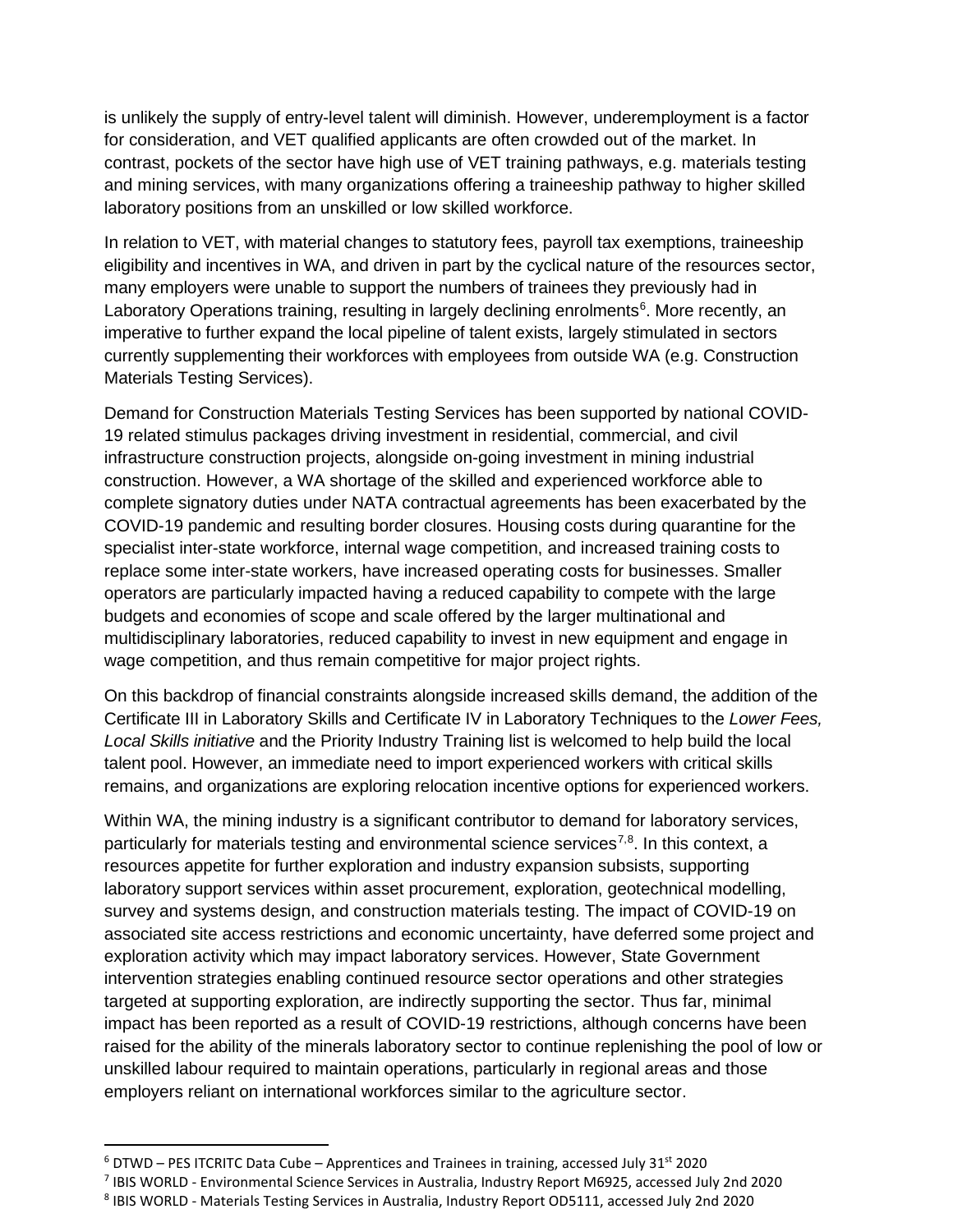is unlikely the supply of entry-level talent will diminish. However, underemployment is a factor for consideration, and VET qualified applicants are often crowded out of the market. In contrast, pockets of the sector have high use of VET training pathways, e.g. materials testing and mining services, with many organizations offering a traineeship pathway to higher skilled laboratory positions from an unskilled or low skilled workforce.

In relation to VET, with material changes to statutory fees, payroll tax exemptions, traineeship eligibility and incentives in WA, and driven in part by the cyclical nature of the resources sector, many employers were unable to support the numbers of trainees they previously had in Laboratory Operations training, resulting in largely declining enrolments[6]. More recently, an imperative to further expand the local pipeline of talent exists, largely stimulated in sectors currently supplementing their workforces with employees from outside WA (e.g. Construction Materials Testing Services).

Demand for Construction Materials Testing Services has been supported by national COVID-19 related stimulus packages driving investment in residential, commercial, and civil infrastructure construction projects, alongside on-going investment in mining industrial construction. However, a WA shortage of the skilled and experienced workforce able to complete signatory duties under NATA contractual agreements has been exacerbated by the COVID-19 pandemic and resulting border closures. Housing costs during quarantine for the specialist inter-state workforce, internal wage competition, and increased training costs to replace some inter-state workers, have increased operating costs for businesses. Smaller operators are particularly impacted having a reduced capability to compete with the large budgets and economies of scope and scale offered by the larger multinational and multidisciplinary laboratories, reduced capability to invest in new equipment and engage in wage competition, and thus remain competitive for major project rights.

On this backdrop of financial constraints alongside increased skills demand, the addition of the Certificate III in Laboratory Skills and Certificate IV in Laboratory Techniques to the *Lower Fees, Local Skills initiative* and the Priority Industry Training list is welcomed to help build the local talent pool. However, an immediate need to import experienced workers with critical skills remains, and organizations are exploring relocation incentive options for experienced workers.

Within WA, the mining industry is a significant contributor to demand for laboratory services, particularly for materials testing and environmental science services[7,8]. In this context, a resources appetite for further exploration and industry expansion subsists, supporting laboratory support services within asset procurement, exploration, geotechnical modelling, survey and systems design, and construction materials testing. The impact of COVID-19 on associated site access restrictions and economic uncertainty, have deferred some project and exploration activity which may impact laboratory services. However, State Government intervention strategies enabling continued resource sector operations and other strategies targeted at supporting exploration, are indirectly supporting the sector. Thus far, minimal impact has been reported as a result of COVID-19 restrictions, although concerns have been raised for the ability of the minerals laboratory sector to continue replenishing the pool of low or unskilled labour required to maintain operations, particularly in regional areas and those employers reliant on international workforces similar to the agriculture sector.

---

[6] DTWD – PES ITCRITC Data Cube – Apprentices and Trainees in training, accessed July 31st 2020

[7] IBIS WORLD - Environmental Science Services in Australia, Industry Report M6925, accessed July 2nd 2020

[8] IBIS WORLD - Materials Testing Services in Australia, Industry Report OD5111, accessed July 2nd 2020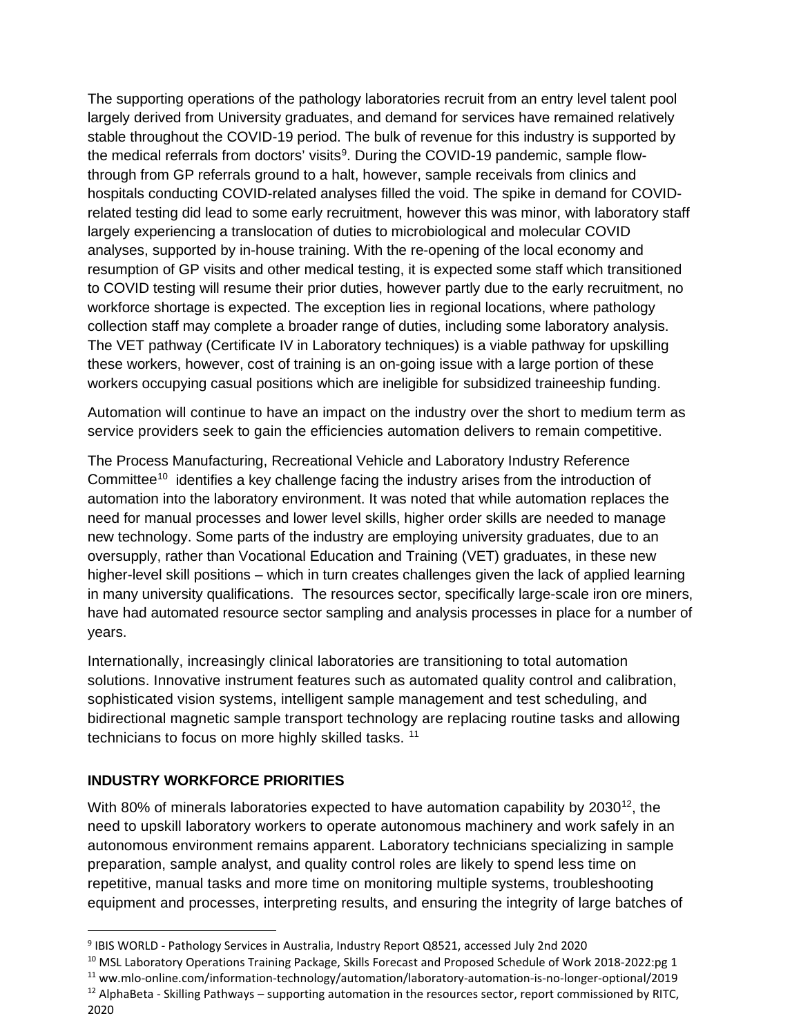The supporting operations of the pathology laboratories recruit from an entry level talent pool largely derived from University graduates, and demand for services have remained relatively stable throughout the COVID-19 period. The bulk of revenue for this industry is supported by the medical referrals from doctors' visits[9]. During the COVID-19 pandemic, sample flow-through from GP referrals ground to a halt, however, sample receivals from clinics and hospitals conducting COVID-related analyses filled the void. The spike in demand for COVID-related testing did lead to some early recruitment, however this was minor, with laboratory staff largely experiencing a translocation of duties to microbiological and molecular COVID analyses, supported by in-house training. With the re-opening of the local economy and resumption of GP visits and other medical testing, it is expected some staff which transitioned to COVID testing will resume their prior duties, however partly due to the early recruitment, no workforce shortage is expected. The exception lies in regional locations, where pathology collection staff may complete a broader range of duties, including some laboratory analysis. The VET pathway (Certificate IV in Laboratory techniques) is a viable pathway for upskilling these workers, however, cost of training is an on-going issue with a large portion of these workers occupying casual positions which are ineligible for subsidized traineeship funding.

Automation will continue to have an impact on the industry over the short to medium term as service providers seek to gain the efficiencies automation delivers to remain competitive.

The Process Manufacturing, Recreational Vehicle and Laboratory Industry Reference Committee[10] identifies a key challenge facing the industry arises from the introduction of automation into the laboratory environment. It was noted that while automation replaces the need for manual processes and lower level skills, higher order skills are needed to manage new technology. Some parts of the industry are employing university graduates, due to an oversupply, rather than Vocational Education and Training (VET) graduates, in these new higher-level skill positions – which in turn creates challenges given the lack of applied learning in many university qualifications. The resources sector, specifically large-scale iron ore miners, have had automated resource sector sampling and analysis processes in place for a number of years.

Internationally, increasingly clinical laboratories are transitioning to total automation solutions. Innovative instrument features such as automated quality control and calibration, sophisticated vision systems, intelligent sample management and test scheduling, and bidirectional magnetic sample transport technology are replacing routine tasks and allowing technicians to focus on more highly skilled tasks. [11]

## INDUSTRY WORKFORCE PRIORITIES

With 80% of minerals laboratories expected to have automation capability by 2030[12], the need to upskill laboratory workers to operate autonomous machinery and work safely in an autonomous environment remains apparent. Laboratory technicians specializing in sample preparation, sample analyst, and quality control roles are likely to spend less time on repetitive, manual tasks and more time on monitoring multiple systems, troubleshooting equipment and processes, interpreting results, and ensuring the integrity of large batches of

---

[9] IBIS WORLD - Pathology Services in Australia, Industry Report Q8521, accessed July 2nd 2020

[10] MSL Laboratory Operations Training Package, Skills Forecast and Proposed Schedule of Work 2018-2022:pg 1

[11] ww.mlo-online.com/information-technology/automation/laboratory-automation-is-no-longer-optional/2019

[12] AlphaBeta - Skilling Pathways – supporting automation in the resources sector, report commissioned by RITC, 2020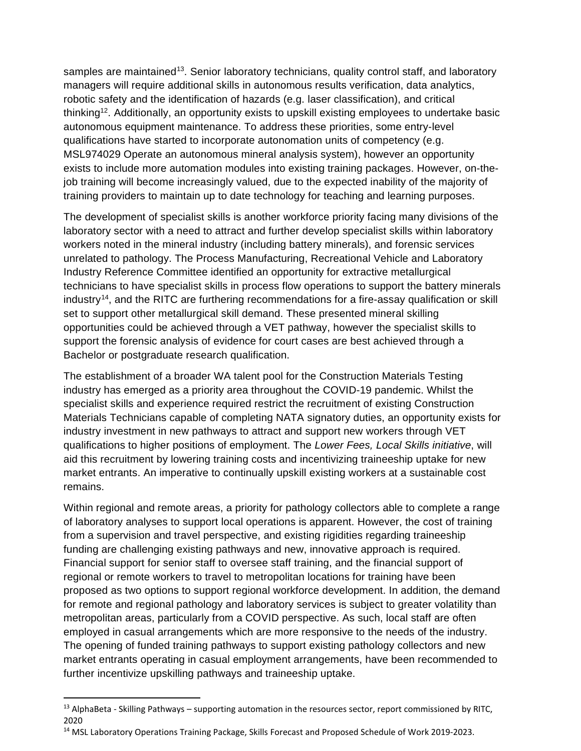samples are maintained[13]. Senior laboratory technicians, quality control staff, and laboratory managers will require additional skills in autonomous results verification, data analytics, robotic safety and the identification of hazards (e.g. laser classification), and critical thinking[12]. Additionally, an opportunity exists to upskill existing employees to undertake basic autonomous equipment maintenance. To address these priorities, some entry-level qualifications have started to incorporate autonomation units of competency (e.g. MSL974029 Operate an autonomous mineral analysis system), however an opportunity exists to include more automation modules into existing training packages. However, on-the-job training will become increasingly valued, due to the expected inability of the majority of training providers to maintain up to date technology for teaching and learning purposes.

The development of specialist skills is another workforce priority facing many divisions of the laboratory sector with a need to attract and further develop specialist skills within laboratory workers noted in the mineral industry (including battery minerals), and forensic services unrelated to pathology. The Process Manufacturing, Recreational Vehicle and Laboratory Industry Reference Committee identified an opportunity for extractive metallurgical technicians to have specialist skills in process flow operations to support the battery minerals industry[14], and the RITC are furthering recommendations for a fire-assay qualification or skill set to support other metallurgical skill demand. These presented mineral skilling opportunities could be achieved through a VET pathway, however the specialist skills to support the forensic analysis of evidence for court cases are best achieved through a Bachelor or postgraduate research qualification.

The establishment of a broader WA talent pool for the Construction Materials Testing industry has emerged as a priority area throughout the COVID-19 pandemic. Whilst the specialist skills and experience required restrict the recruitment of existing Construction Materials Technicians capable of completing NATA signatory duties, an opportunity exists for industry investment in new pathways to attract and support new workers through VET qualifications to higher positions of employment. The *Lower Fees, Local Skills initiative*, will aid this recruitment by lowering training costs and incentivizing traineeship uptake for new market entrants. An imperative to continually upskill existing workers at a sustainable cost remains.

Within regional and remote areas, a priority for pathology collectors able to complete a range of laboratory analyses to support local operations is apparent. However, the cost of training from a supervision and travel perspective, and existing rigidities regarding traineeship funding are challenging existing pathways and new, innovative approach is required. Financial support for senior staff to oversee staff training, and the financial support of regional or remote workers to travel to metropolitan locations for training have been proposed as two options to support regional workforce development. In addition, the demand for remote and regional pathology and laboratory services is subject to greater volatility than metropolitan areas, particularly from a COVID perspective. As such, local staff are often employed in casual arrangements which are more responsive to the needs of the industry. The opening of funded training pathways to support existing pathology collectors and new market entrants operating in casual employment arrangements, have been recommended to further incentivize upskilling pathways and traineeship uptake.

---

[13] AlphaBeta - Skilling Pathways – supporting automation in the resources sector, report commissioned by RITC, 2020

[14] MSL Laboratory Operations Training Package, Skills Forecast and Proposed Schedule of Work 2019-2023.